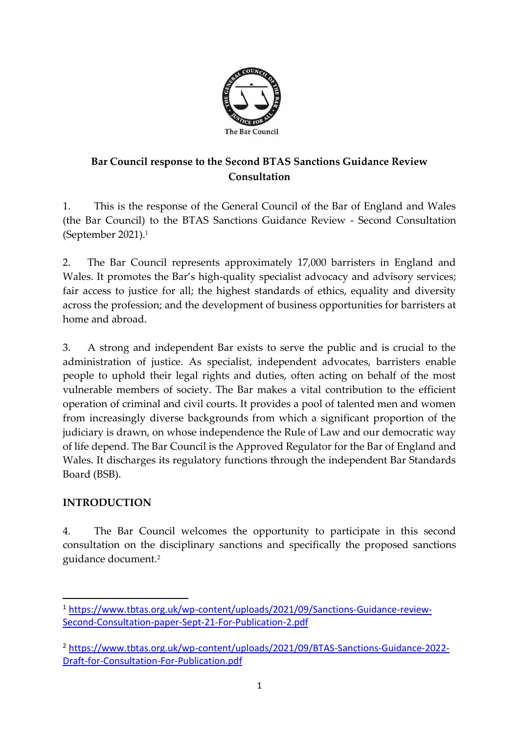The Bar Council

**Bar Council response to the Second BTAS Sanctions Guidance Review Consultation**

1. This is the response of the General Council of the Bar of England and Wales (the Bar Council) to the BTAS Sanctions Guidance Review - Second Consultation (September 2021).[1]

2. The Bar Council represents approximately 17,000 barristers in England and Wales. It promotes the Bar's high-quality specialist advocacy and advisory services; fair access to justice for all; the highest standards of ethics, equality and diversity across the profession; and the development of business opportunities for barristers at home and abroad.

3. A strong and independent Bar exists to serve the public and is crucial to the administration of justice. As specialist, independent advocates, barristers enable people to uphold their legal rights and duties, often acting on behalf of the most vulnerable members of society. The Bar makes a vital contribution to the efficient operation of criminal and civil courts. It provides a pool of talented men and women from increasingly diverse backgrounds from which a significant proportion of the judiciary is drawn, on whose independence the Rule of Law and our democratic way of life depend. The Bar Council is the Approved Regulator for the Bar of England and Wales. It discharges its regulatory functions through the independent Bar Standards Board (BSB).

## INTRODUCTION

4. The Bar Council welcomes the opportunity to participate in this second consultation on the disciplinary sanctions and specifically the proposed sanctions guidance document.[2]

---

[1] https://www.tbtas.org.uk/wp-content/uploads/2021/09/Sanctions-Guidance-review-Second-Consultation-paper-Sept-21-For-Publication-2.pdf

[2] https://www.tbtas.org.uk/wp-content/uploads/2021/09/BTAS-Sanctions-Guidance-2022-Draft-for-Consultation-For-Publication.pdf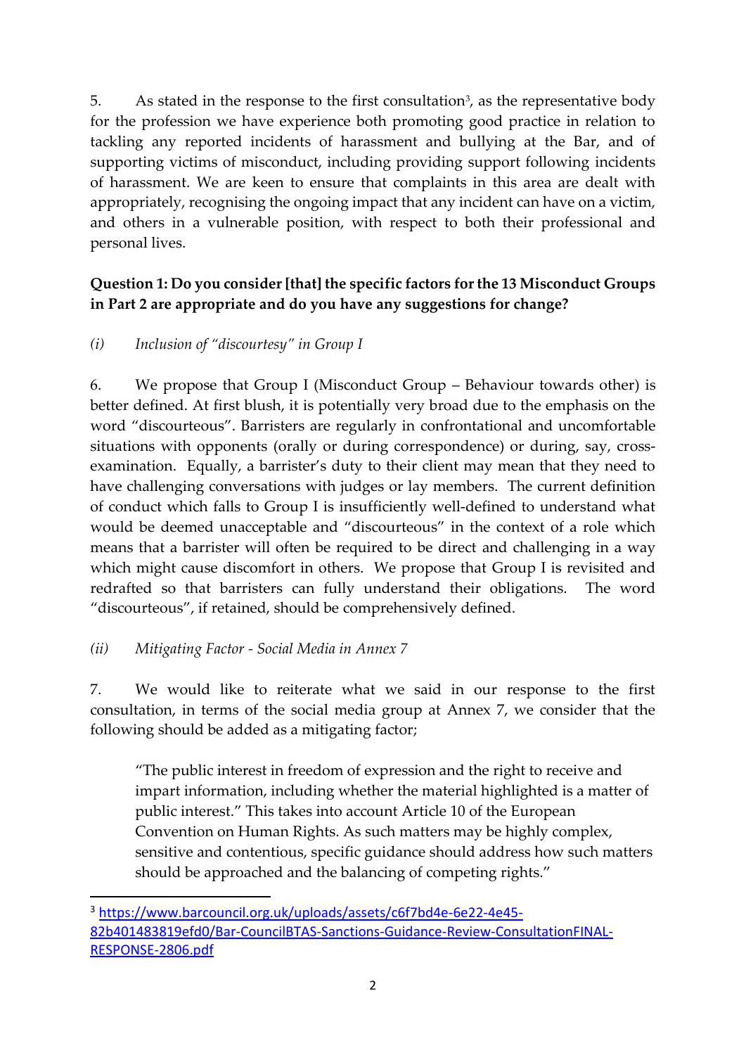5. As stated in the response to the first consultation[3], as the representative body for the profession we have experience both promoting good practice in relation to tackling any reported incidents of harassment and bullying at the Bar, and of supporting victims of misconduct, including providing support following incidents of harassment. We are keen to ensure that complaints in this area are dealt with appropriately, recognising the ongoing impact that any incident can have on a victim, and others in a vulnerable position, with respect to both their professional and personal lives.

**Question 1: Do you consider [that] the specific factors for the 13 Misconduct Groups in Part 2 are appropriate and do you have any suggestions for change?**

*(i) Inclusion of "discourtesy" in Group I*

6. We propose that Group I (Misconduct Group – Behaviour towards other) is better defined. At first blush, it is potentially very broad due to the emphasis on the word "discourteous". Barristers are regularly in confrontational and uncomfortable situations with opponents (orally or during correspondence) or during, say, cross-examination. Equally, a barrister's duty to their client may mean that they need to have challenging conversations with judges or lay members. The current definition of conduct which falls to Group I is insufficiently well-defined to understand what would be deemed unacceptable and "discourteous" in the context of a role which means that a barrister will often be required to be direct and challenging in a way which might cause discomfort in others. We propose that Group I is revisited and redrafted so that barristers can fully understand their obligations. The word "discourteous", if retained, should be comprehensively defined.

*(ii) Mitigating Factor - Social Media in Annex 7*

7. We would like to reiterate what we said in our response to the first consultation, in terms of the social media group at Annex 7, we consider that the following should be added as a mitigating factor;

> "The public interest in freedom of expression and the right to receive and impart information, including whether the material highlighted is a matter of public interest." This takes into account Article 10 of the European Convention on Human Rights. As such matters may be highly complex, sensitive and contentious, specific guidance should address how such matters should be approached and the balancing of competing rights."

---

[3] https://www.barcouncil.org.uk/uploads/assets/c6f7bd4e-6e22-4e45-82b401483819efd0/Bar-CouncilBTAS-Sanctions-Guidance-Review-ConsultationFINAL-RESPONSE-2806.pdf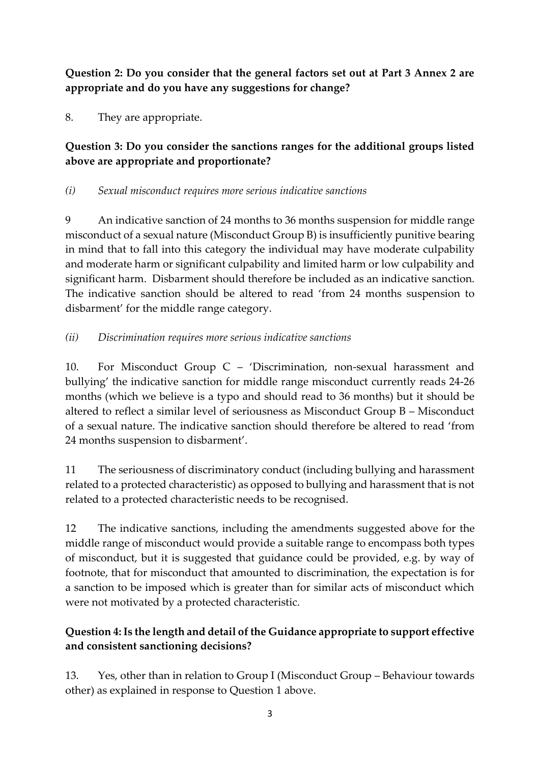**Question 2: Do you consider that the general factors set out at Part 3 Annex 2 are appropriate and do you have any suggestions for change?**

8. They are appropriate.

**Question 3: Do you consider the sanctions ranges for the additional groups listed above are appropriate and proportionate?**

*(i) Sexual misconduct requires more serious indicative sanctions*

9 An indicative sanction of 24 months to 36 months suspension for middle range misconduct of a sexual nature (Misconduct Group B) is insufficiently punitive bearing in mind that to fall into this category the individual may have moderate culpability and moderate harm or significant culpability and limited harm or low culpability and significant harm. Disbarment should therefore be included as an indicative sanction. The indicative sanction should be altered to read 'from 24 months suspension to disbarment' for the middle range category.

*(ii) Discrimination requires more serious indicative sanctions*

10. For Misconduct Group C – 'Discrimination, non-sexual harassment and bullying' the indicative sanction for middle range misconduct currently reads 24-26 months (which we believe is a typo and should read to 36 months) but it should be altered to reflect a similar level of seriousness as Misconduct Group B – Misconduct of a sexual nature. The indicative sanction should therefore be altered to read 'from 24 months suspension to disbarment'.

11 The seriousness of discriminatory conduct (including bullying and harassment related to a protected characteristic) as opposed to bullying and harassment that is not related to a protected characteristic needs to be recognised.

12 The indicative sanctions, including the amendments suggested above for the middle range of misconduct would provide a suitable range to encompass both types of misconduct, but it is suggested that guidance could be provided, e.g. by way of footnote, that for misconduct that amounted to discrimination, the expectation is for a sanction to be imposed which is greater than for similar acts of misconduct which were not motivated by a protected characteristic.

**Question 4: Is the length and detail of the Guidance appropriate to support effective and consistent sanctioning decisions?**

13. Yes, other than in relation to Group I (Misconduct Group – Behaviour towards other) as explained in response to Question 1 above.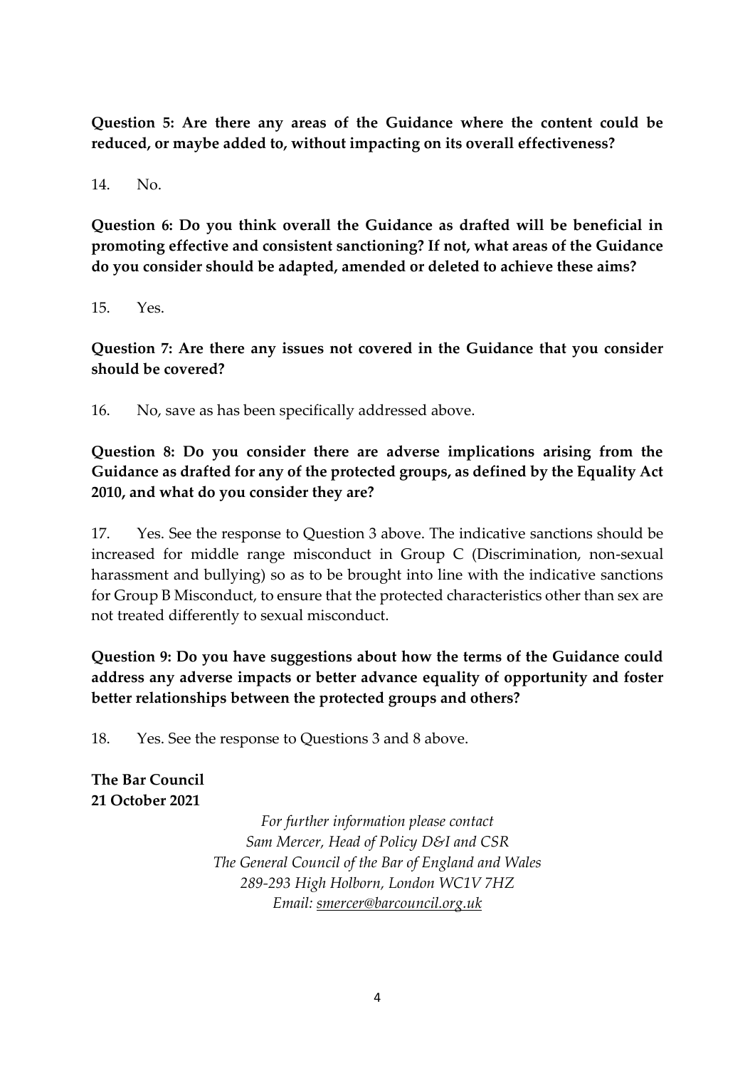**Question 5: Are there any areas of the Guidance where the content could be reduced, or maybe added to, without impacting on its overall effectiveness?**

14. No.

**Question 6: Do you think overall the Guidance as drafted will be beneficial in promoting effective and consistent sanctioning? If not, what areas of the Guidance do you consider should be adapted, amended or deleted to achieve these aims?**

15. Yes.

**Question 7: Are there any issues not covered in the Guidance that you consider should be covered?**

16. No, save as has been specifically addressed above.

**Question 8: Do you consider there are adverse implications arising from the Guidance as drafted for any of the protected groups, as defined by the Equality Act 2010, and what do you consider they are?**

17. Yes. See the response to Question 3 above. The indicative sanctions should be increased for middle range misconduct in Group C (Discrimination, non-sexual harassment and bullying) so as to be brought into line with the indicative sanctions for Group B Misconduct, to ensure that the protected characteristics other than sex are not treated differently to sexual misconduct.

**Question 9: Do you have suggestions about how the terms of the Guidance could address any adverse impacts or better advance equality of opportunity and foster better relationships between the protected groups and others?**

18. Yes. See the response to Questions 3 and 8 above.

**The Bar Council**
**21 October 2021**

*For further information please contact*
*Sam Mercer, Head of Policy D&I and CSR*
*The General Council of the Bar of England and Wales*
*289-293 High Holborn, London WC1V 7HZ*
*Email: smercer@barcouncil.org.uk*